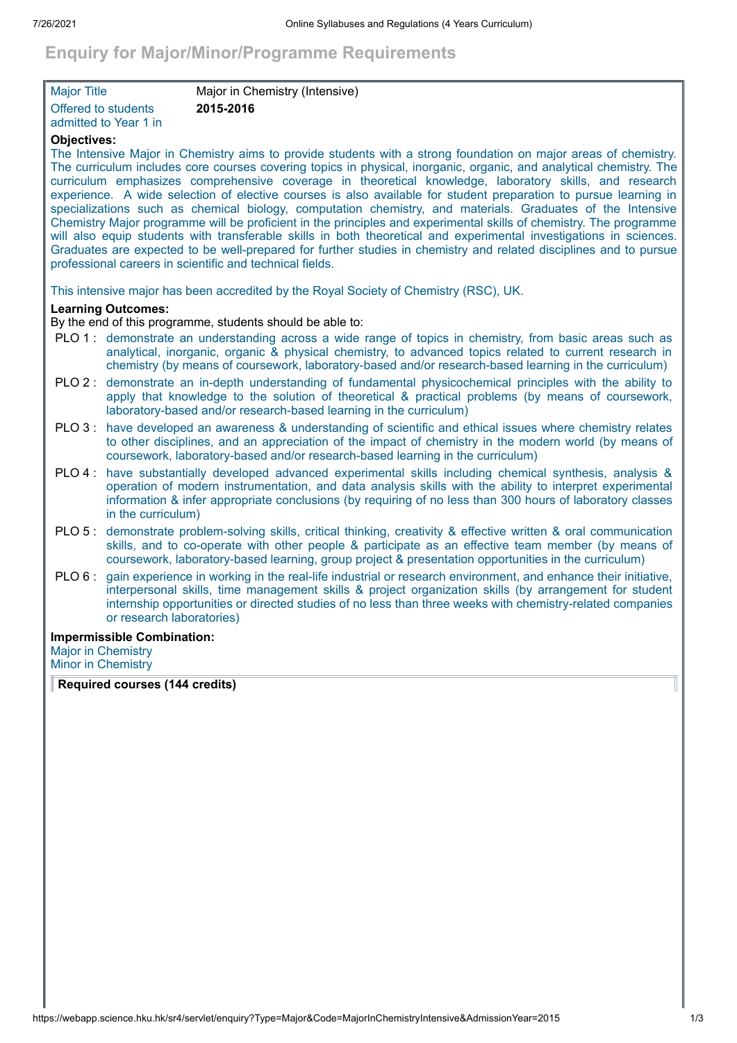# Enquiry for Major/Minor/Programme Requirements

| | |
|---|---|
| Major Title | Major in Chemistry (Intensive) |
| Offered to students admitted to Year 1 in | **2015-2016** |

**Objectives:**

The Intensive Major in Chemistry aims to provide students with a strong foundation on major areas of chemistry. The curriculum includes core courses covering topics in physical, inorganic, organic, and analytical chemistry. The curriculum emphasizes comprehensive coverage in theoretical knowledge, laboratory skills, and research experience. A wide selection of elective courses is also available for student preparation to pursue learning in specializations such as chemical biology, computation chemistry, and materials. Graduates of the Intensive Chemistry Major programme will be proficient in the principles and experimental skills of chemistry. The programme will also equip students with transferable skills in both theoretical and experimental investigations in sciences. Graduates are expected to be well-prepared for further studies in chemistry and related disciplines and to pursue professional careers in scientific and technical fields.

This intensive major has been accredited by the Royal Society of Chemistry (RSC), UK.

**Learning Outcomes:**

By the end of this programme, students should be able to:

- PLO 1 : demonstrate an understanding across a wide range of topics in chemistry, from basic areas such as analytical, inorganic, organic & physical chemistry, to advanced topics related to current research in chemistry (by means of coursework, laboratory-based and/or research-based learning in the curriculum)
- PLO 2 : demonstrate an in-depth understanding of fundamental physicochemical principles with the ability to apply that knowledge to the solution of theoretical & practical problems (by means of coursework, laboratory-based and/or research-based learning in the curriculum)
- PLO 3 : have developed an awareness & understanding of scientific and ethical issues where chemistry relates to other disciplines, and an appreciation of the impact of chemistry in the modern world (by means of coursework, laboratory-based and/or research-based learning in the curriculum)
- PLO 4 : have substantially developed advanced experimental skills including chemical synthesis, analysis & operation of modern instrumentation, and data analysis skills with the ability to interpret experimental information & infer appropriate conclusions (by requiring of no less than 300 hours of laboratory classes in the curriculum)
- PLO 5 : demonstrate problem-solving skills, critical thinking, creativity & effective written & oral communication skills, and to co-operate with other people & participate as an effective team member (by means of coursework, laboratory-based learning, group project & presentation opportunities in the curriculum)
- PLO 6 : gain experience in working in the real-life industrial or research environment, and enhance their initiative, interpersonal skills, time management skills & project organization skills (by arrangement for student internship opportunities or directed studies of no less than three weeks with chemistry-related companies or research laboratories)

**Impermissible Combination:**

Major in Chemistry
Minor in Chemistry

**Required courses (144 credits)**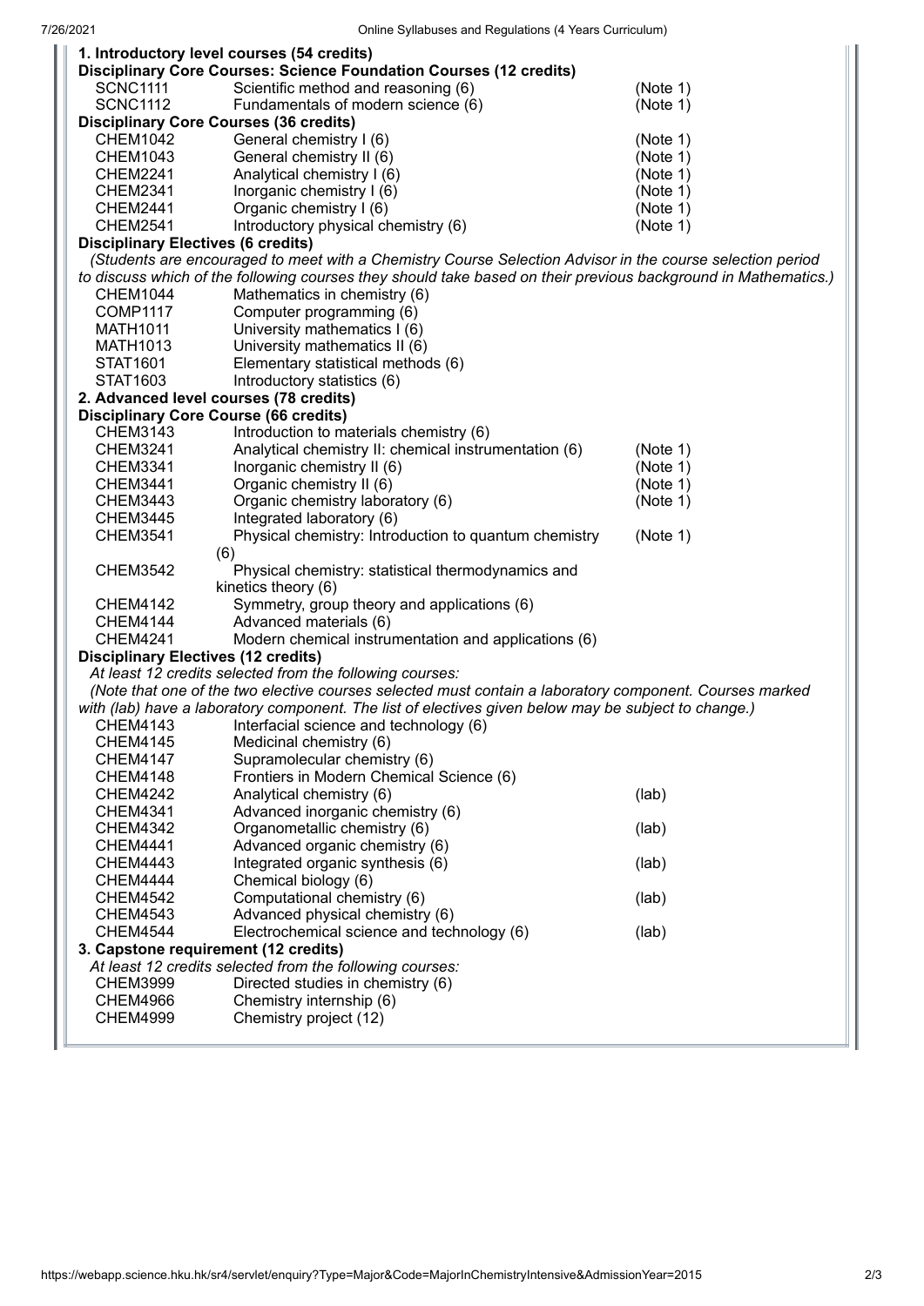**1. Introductory level courses (54 credits)**

**Disciplinary Core Courses: Science Foundation Courses (12 credits)**

| | | |
|---|---|---|
| SCNC1111 | Scientific method and reasoning (6) | (Note 1) |
| SCNC1112 | Fundamentals of modern science (6) | (Note 1) |

**Disciplinary Core Courses (36 credits)**

| | | |
|---|---|---|
| CHEM1042 | General chemistry I (6) | (Note 1) |
| CHEM1043 | General chemistry II (6) | (Note 1) |
| CHEM2241 | Analytical chemistry I (6) | (Note 1) |
| CHEM2341 | Inorganic chemistry I (6) | (Note 1) |
| CHEM2441 | Organic chemistry I (6) | (Note 1) |
| CHEM2541 | Introductory physical chemistry (6) | (Note 1) |

**Disciplinary Electives (6 credits)**

*(Students are encouraged to meet with a Chemistry Course Selection Advisor in the course selection period to discuss which of the following courses they should take based on their previous background in Mathematics.)*

| | |
|---|---|
| CHEM1044 | Mathematics in chemistry (6) |
| COMP1117 | Computer programming (6) |
| MATH1011 | University mathematics I (6) |
| MATH1013 | University mathematics II (6) |
| STAT1601 | Elementary statistical methods (6) |
| STAT1603 | Introductory statistics (6) |

**2. Advanced level courses (78 credits)**

**Disciplinary Core Course (66 credits)**

| | | |
|---|---|---|
| CHEM3143 | Introduction to materials chemistry (6) | |
| CHEM3241 | Analytical chemistry II: chemical instrumentation (6) | (Note 1) |
| CHEM3341 | Inorganic chemistry II (6) | (Note 1) |
| CHEM3441 | Organic chemistry II (6) | (Note 1) |
| CHEM3443 | Organic chemistry laboratory (6) | (Note 1) |
| CHEM3445 | Integrated laboratory (6) | |
| CHEM3541 | Physical chemistry: Introduction to quantum chemistry (6) | (Note 1) |
| CHEM3542 | Physical chemistry: statistical thermodynamics and kinetics theory (6) | |
| CHEM4142 | Symmetry, group theory and applications (6) | |
| CHEM4144 | Advanced materials (6) | |
| CHEM4241 | Modern chemical instrumentation and applications (6) | |

**Disciplinary Electives (12 credits)**

*At least 12 credits selected from the following courses:*

*(Note that one of the two elective courses selected must contain a laboratory component. Courses marked with (lab) have a laboratory component. The list of electives given below may be subject to change.)*

| | | |
|---|---|---|
| CHEM4143 | Interfacial science and technology (6) | |
| CHEM4145 | Medicinal chemistry (6) | |
| CHEM4147 | Supramolecular chemistry (6) | |
| CHEM4148 | Frontiers in Modern Chemical Science (6) | |
| CHEM4242 | Analytical chemistry (6) | (lab) |
| CHEM4341 | Advanced inorganic chemistry (6) | |
| CHEM4342 | Organometallic chemistry (6) | (lab) |
| CHEM4441 | Advanced organic chemistry (6) | |
| CHEM4443 | Integrated organic synthesis (6) | (lab) |
| CHEM4444 | Chemical biology (6) | |
| CHEM4542 | Computational chemistry (6) | (lab) |
| CHEM4543 | Advanced physical chemistry (6) | |
| CHEM4544 | Electrochemical science and technology (6) | (lab) |

**3. Capstone requirement (12 credits)**

*At least 12 credits selected from the following courses:*

| | |
|---|---|
| CHEM3999 | Directed studies in chemistry (6) |
| CHEM4966 | Chemistry internship (6) |
| CHEM4999 | Chemistry project (12) |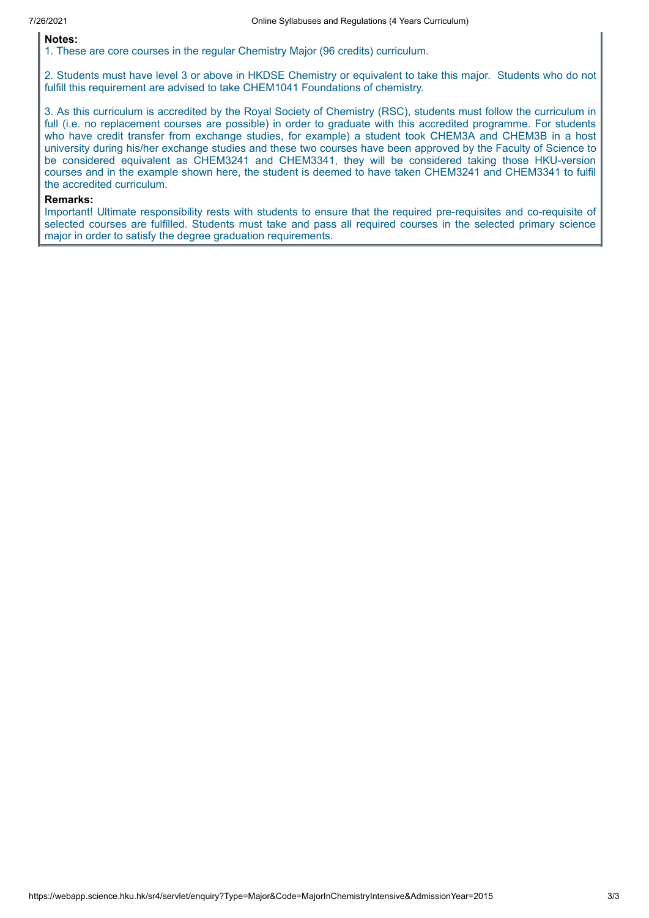**Notes:**

1. These are core courses in the regular Chemistry Major (96 credits) curriculum.

2. Students must have level 3 or above in HKDSE Chemistry or equivalent to take this major. Students who do not fulfill this requirement are advised to take CHEM1041 Foundations of chemistry.

3. As this curriculum is accredited by the Royal Society of Chemistry (RSC), students must follow the curriculum in full (i.e. no replacement courses are possible) in order to graduate with this accredited programme. For students who have credit transfer from exchange studies, for example) a student took CHEM3A and CHEM3B in a host university during his/her exchange studies and these two courses have been approved by the Faculty of Science to be considered equivalent as CHEM3241 and CHEM3341, they will be considered taking those HKU-version courses and in the example shown here, the student is deemed to have taken CHEM3241 and CHEM3341 to fulfil the accredited curriculum.

**Remarks:**

Important! Ultimate responsibility rests with students to ensure that the required pre-requisites and co-requisite of selected courses are fulfilled. Students must take and pass all required courses in the selected primary science major in order to satisfy the degree graduation requirements.